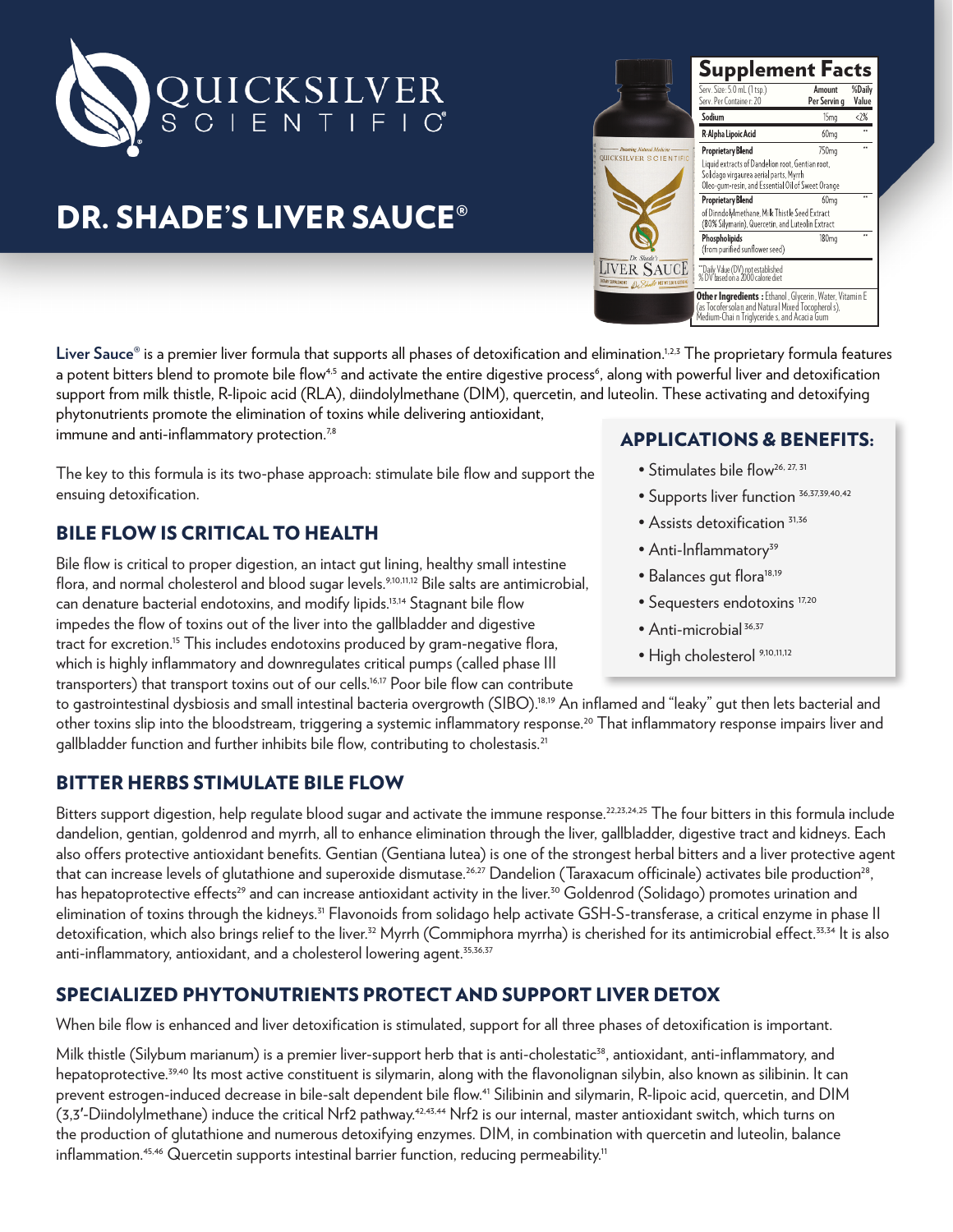QUICKSILVER SCIENTIFIC

# DR. SHADE'S LIVER SAUCE®

## Supplement Facts

| Serv. Size: 5.0 mL (1 tsp.) Serv. Per Container: 20 | Amount Per Serving | %Daily Value |
|---|---|---|
| Sodium | 15mg | <2% |
| R-Alpha Lipoic Acid | 60mg | ** |
| **Proprietary Blend** Liquid extracts of Dandelion root, Gentian root, Solidago virgaurea aerial parts, Myrrh Oleo-gum-resin, and Essential Oil of Sweet Orange | 750mg | ** |
| **Proprietary Blend** of Diindolylmethane, Milk Thistle Seed Extract (80% Silymarin), Quercetin, and Luteolin Extract | 60mg | ** |
| **Phospholipids** (from purified sunflower seed) | 180mg | ** |

**Daily Value (DV) not established
% DV based on a 2000 calorie diet

**Other Ingredients:** Ethanol, Glycerin, Water, Vitamin E (as Tocofersolan and Natural Mixed Tocopherols), Medium-Chain Triglycerides, and Acacia Gum

**Liver Sauce®** is a premier liver formula that supports all phases of detoxification and elimination.[1,2,3] The proprietary formula features a potent bitters blend to promote bile flow[4,5] and activate the entire digestive process[6], along with powerful liver and detoxification support from milk thistle, R-lipoic acid (RLA), diindolylmethane (DIM), quercetin, and luteolin. These activating and detoxifying phytonutrients promote the elimination of toxins while delivering antioxidant, immune and anti-inflammatory protection.[7,8]

The key to this formula is its two-phase approach: stimulate bile flow and support the ensuing detoxification.

## APPLICATIONS & BENEFITS:

- Stimulates bile flow[26, 27, 31]
- Supports liver function[36,37,39,40,42]
- Assists detoxification[31,36]
- Anti-Inflammatory[39]
- Balances gut flora[18,19]
- Sequesters endotoxins[17,20]
- Anti-microbial[36,37]
- High cholesterol[9,10,11,12]

## BILE FLOW IS CRITICAL TO HEALTH

Bile flow is critical to proper digestion, an intact gut lining, healthy small intestine flora, and normal cholesterol and blood sugar levels.[9,10,11,12] Bile salts are antimicrobial, can denature bacterial endotoxins, and modify lipids.[13,14] Stagnant bile flow impedes the flow of toxins out of the liver into the gallbladder and digestive tract for excretion.[15] This includes endotoxins produced by gram-negative flora, which is highly inflammatory and downregulates critical pumps (called phase III transporters) that transport toxins out of our cells.[16,17] Poor bile flow can contribute to gastrointestinal dysbiosis and small intestinal bacteria overgrowth (SIBO).[18,19] An inflamed and "leaky" gut then lets bacterial and other toxins slip into the bloodstream, triggering a systemic inflammatory response.[20] That inflammatory response impairs liver and gallbladder function and further inhibits bile flow, contributing to cholestasis.[21]

## BITTER HERBS STIMULATE BILE FLOW

Bitters support digestion, help regulate blood sugar and activate the immune response.[22,23,24,25] The four bitters in this formula include dandelion, gentian, goldenrod and myrrh, all to enhance elimination through the liver, gallbladder, digestive tract and kidneys. Each also offers protective antioxidant benefits. Gentian (Gentiana lutea) is one of the strongest herbal bitters and a liver protective agent that can increase levels of glutathione and superoxide dismutase.[26,27] Dandelion (Taraxacum officinale) activates bile production[28], has hepatoprotective effects[29] and can increase antioxidant activity in the liver.[30] Goldenrod (Solidago) promotes urination and elimination of toxins through the kidneys.[31] Flavonoids from solidago help activate GSH-S-transferase, a critical enzyme in phase II detoxification, which also brings relief to the liver.[32] Myrrh (Commiphora myrrha) is cherished for its antimicrobial effect.[33,34] It is also anti-inflammatory, antioxidant, and a cholesterol lowering agent.[35,36,37]

## SPECIALIZED PHYTONUTRIENTS PROTECT AND SUPPORT LIVER DETOX

When bile flow is enhanced and liver detoxification is stimulated, support for all three phases of detoxification is important.

Milk thistle (Silybum marianum) is a premier liver-support herb that is anti-cholestatic[38], antioxidant, anti-inflammatory, and hepatoprotective.[39,40] Its most active constituent is silymarin, along with the flavonolignan silybin, also known as silibinin. It can prevent estrogen-induced decrease in bile-salt dependent bile flow.[41] Silibinin and silymarin, R-lipoic acid, quercetin, and DIM (3,3'-Diindolylmethane) induce the critical Nrf2 pathway.[42,43,44] Nrf2 is our internal, master antioxidant switch, which turns on the production of glutathione and numerous detoxifying enzymes. DIM, in combination with quercetin and luteolin, balance inflammation.[45,46] Quercetin supports intestinal barrier function, reducing permeability.[11]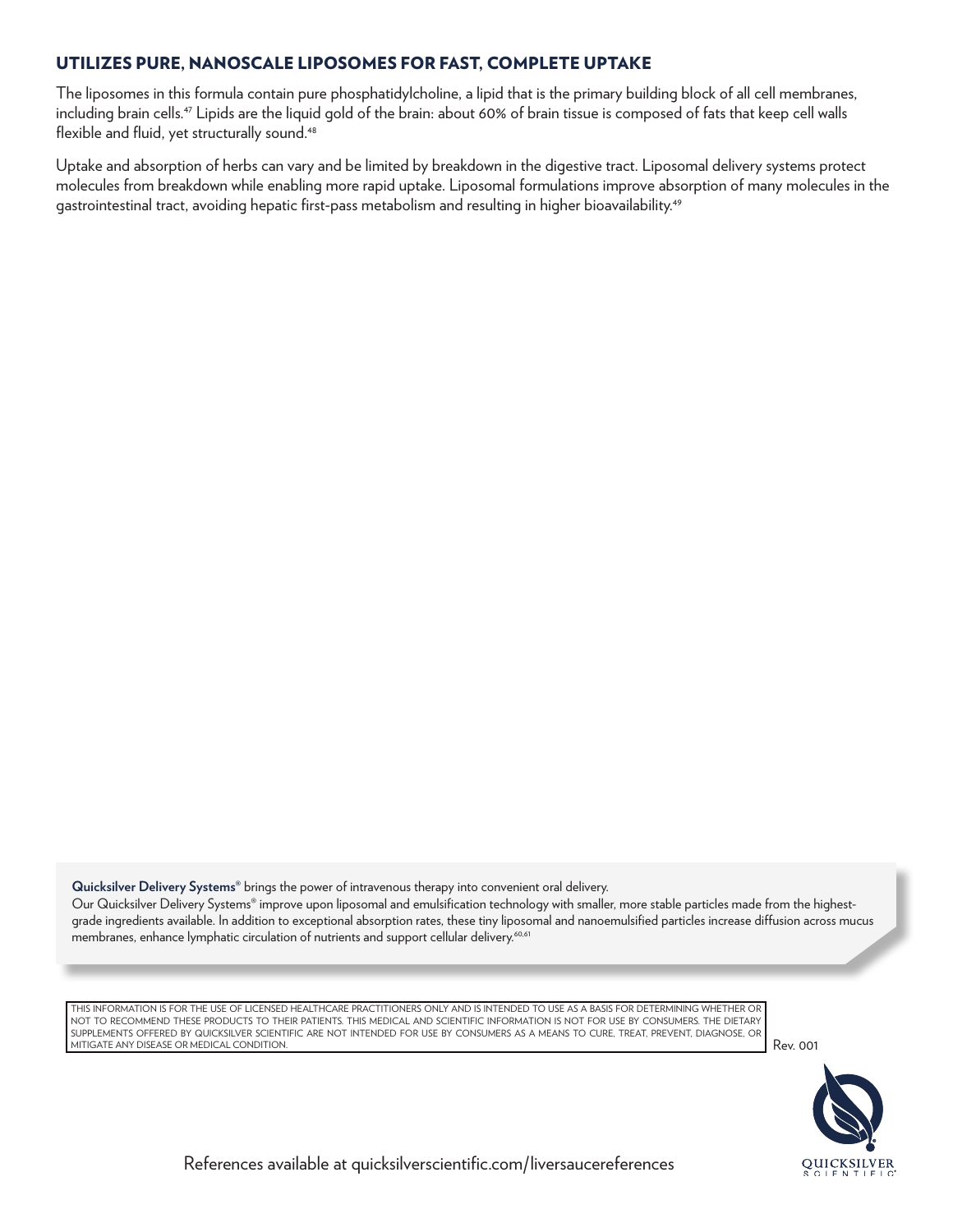## UTILIZES PURE, NANOSCALE LIPOSOMES FOR FAST, COMPLETE UPTAKE

The liposomes in this formula contain pure phosphatidylcholine, a lipid that is the primary building block of all cell membranes, including brain cells.[47] Lipids are the liquid gold of the brain: about 60% of brain tissue is composed of fats that keep cell walls flexible and fluid, yet structurally sound.[48]

Uptake and absorption of herbs can vary and be limited by breakdown in the digestive tract. Liposomal delivery systems protect molecules from breakdown while enabling more rapid uptake. Liposomal formulations improve absorption of many molecules in the gastrointestinal tract, avoiding hepatic first-pass metabolism and resulting in higher bioavailability.[49]

**Quicksilver Delivery Systems®** brings the power of intravenous therapy into convenient oral delivery.
Our Quicksilver Delivery Systems® improve upon liposomal and emulsification technology with smaller, more stable particles made from the highest-grade ingredients available. In addition to exceptional absorption rates, these tiny liposomal and nanoemulsified particles increase diffusion across mucus membranes, enhance lymphatic circulation of nutrients and support cellular delivery.[60,61]

THIS INFORMATION IS FOR THE USE OF LICENSED HEALTHCARE PRACTITIONERS ONLY AND IS INTENDED TO USE AS A BASIS FOR DETERMINING WHETHER OR NOT TO RECOMMEND THESE PRODUCTS TO THEIR PATIENTS. THIS MEDICAL AND SCIENTIFIC INFORMATION IS NOT FOR USE BY CONSUMERS. THE DIETARY SUPPLEMENTS OFFERED BY QUICKSILVER SCIENTIFIC ARE NOT INTENDED FOR USE BY CONSUMERS AS A MEANS TO CURE, TREAT, PREVENT, DIAGNOSE, OR MITIGATE ANY DISEASE OR MEDICAL CONDITION.

Rev. 001

References available at quicksilverscientific.com/liversaucereferences

QUICKSILVER SCIENTIFIC®